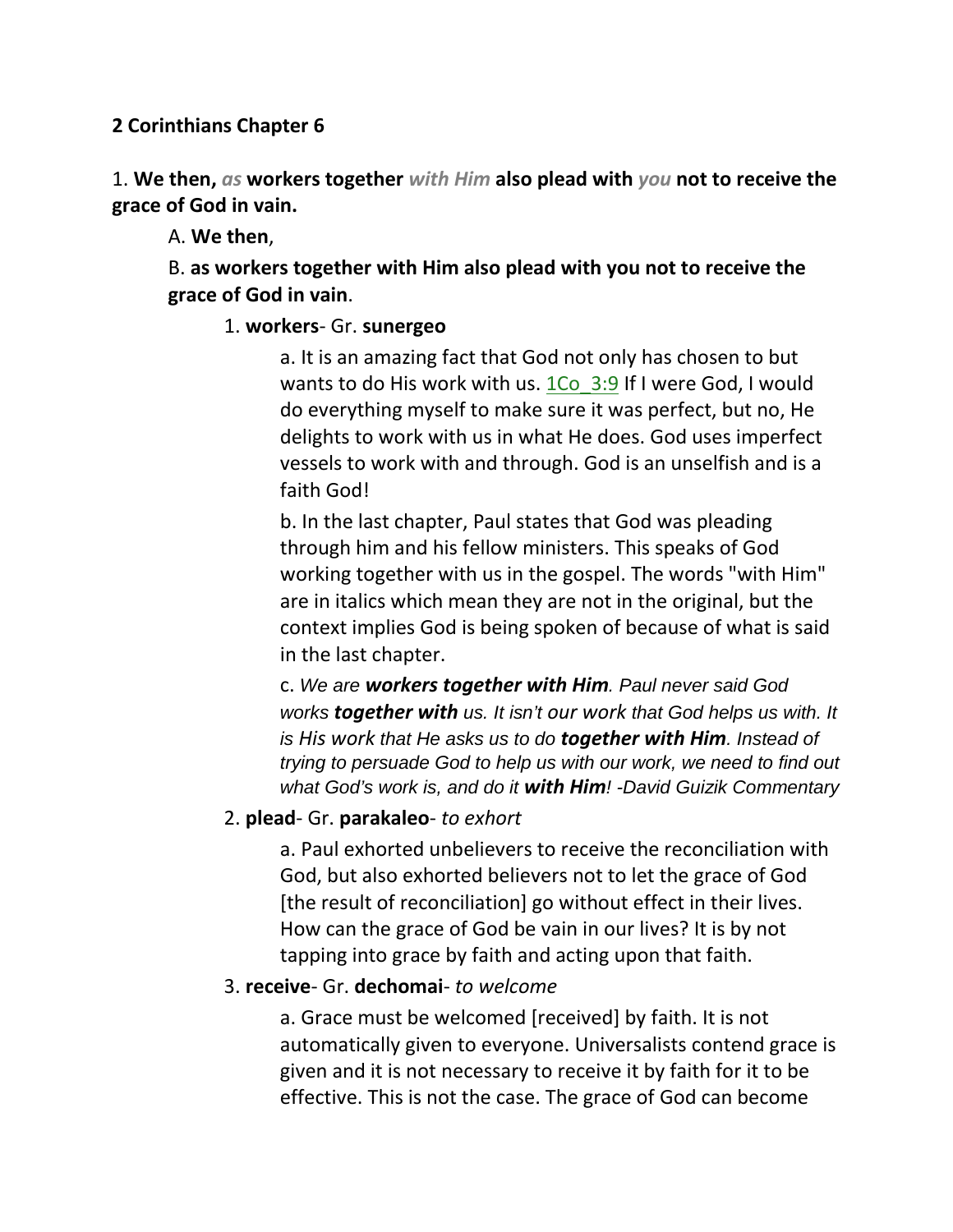**2 Corinthians Chapter 6**

1. **We then,** ***as*** **workers together** ***with Him*** **also plead with** ***you*** **not to receive the grace of God in vain.**

A. **We then**,

B. **as workers together with Him also plead with you not to receive the grace of God in vain**.

1. **workers**- Gr. **sunergeo**

a. It is an amazing fact that God not only has chosen to but wants to do His work with us. 1Co_3:9 If I were God, I would do everything myself to make sure it was perfect, but no, He delights to work with us in what He does. God uses imperfect vessels to work with and through. God is an unselfish and is a faith God!

b. In the last chapter, Paul states that God was pleading through him and his fellow ministers. This speaks of God working together with us in the gospel. The words "with Him" are in italics which mean they are not in the original, but the context implies God is being spoken of because of what is said in the last chapter.

c. *We are* ***workers together with Him****. Paul never said God works* ***together with*** *us. It isn't our work that God helps us with. It is His work that He asks us to do* ***together with Him****. Instead of trying to persuade God to help us with our work, we need to find out what God's work is, and do it* ***with Him****! -David Guizik Commentary*

2. **plead**- Gr. **parakaleo**- *to exhort*

a. Paul exhorted unbelievers to receive the reconciliation with God, but also exhorted believers not to let the grace of God [the result of reconciliation] go without effect in their lives. How can the grace of God be vain in our lives? It is by not tapping into grace by faith and acting upon that faith.

3. **receive**- Gr. **dechomai**- *to welcome*

a. Grace must be welcomed [received] by faith. It is not automatically given to everyone. Universalists contend grace is given and it is not necessary to receive it by faith for it to be effective. This is not the case. The grace of God can become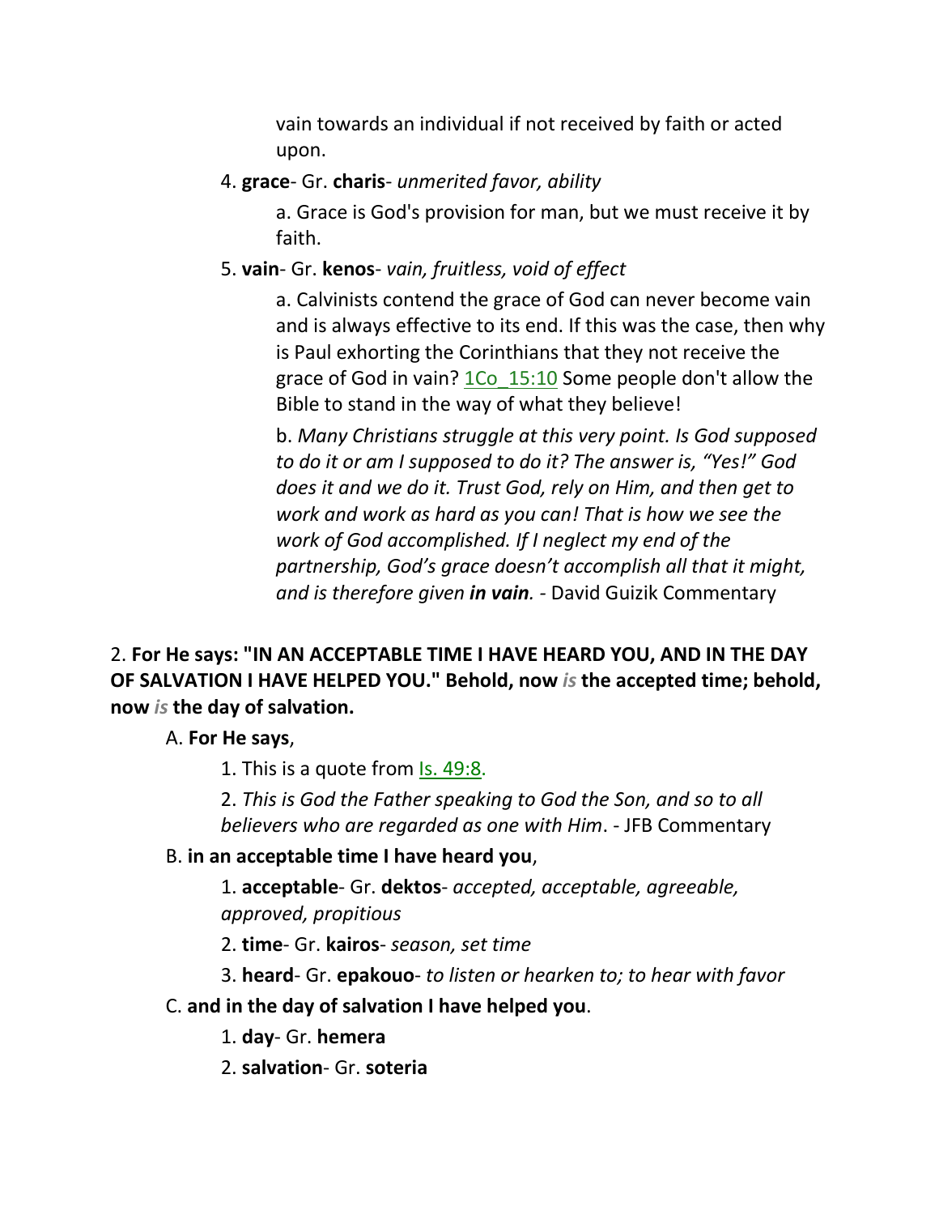vain towards an individual if not received by faith or acted upon.

4. **grace**- Gr. **charis**- *unmerited favor, ability*

    a. Grace is God's provision for man, but we must receive it by faith.

5. **vain**- Gr. **kenos**- *vain, fruitless, void of effect*

    a. Calvinists contend the grace of God can never become vain and is always effective to its end. If this was the case, then why is Paul exhorting the Corinthians that they not receive the grace of God in vain? 1Co_15:10 Some people don't allow the Bible to stand in the way of what they believe!

    b. *Many Christians struggle at this very point. Is God supposed to do it or am I supposed to do it? The answer is, "Yes!" God does it and we do it. Trust God, rely on Him, and then get to work and work as hard as you can! That is how we see the work of God accomplished. If I neglect my end of the partnership, God's grace doesn't accomplish all that it might, and is therefore given* ***in vain.*** - David Guizik Commentary

2. **For He says: "IN AN ACCEPTABLE TIME I HAVE HEARD YOU, AND IN THE DAY OF SALVATION I HAVE HELPED YOU." Behold, now** ***is*** **the accepted time; behold, now** ***is*** **the day of salvation.**

A. **For He says**,

1. This is a quote from Is. 49:8.

2. *This is God the Father speaking to God the Son, and so to all believers who are regarded as one with Him*. - JFB Commentary

B. **in an acceptable time I have heard you**,

1. **acceptable**- Gr. **dektos**- *accepted, acceptable, agreeable, approved, propitious*

2. **time**- Gr. **kairos**- *season, set time*

3. **heard**- Gr. **epakouo**- *to listen or hearken to; to hear with favor*

C. **and in the day of salvation I have helped you**.

1. **day**- Gr. **hemera**

2. **salvation**- Gr. **soteria**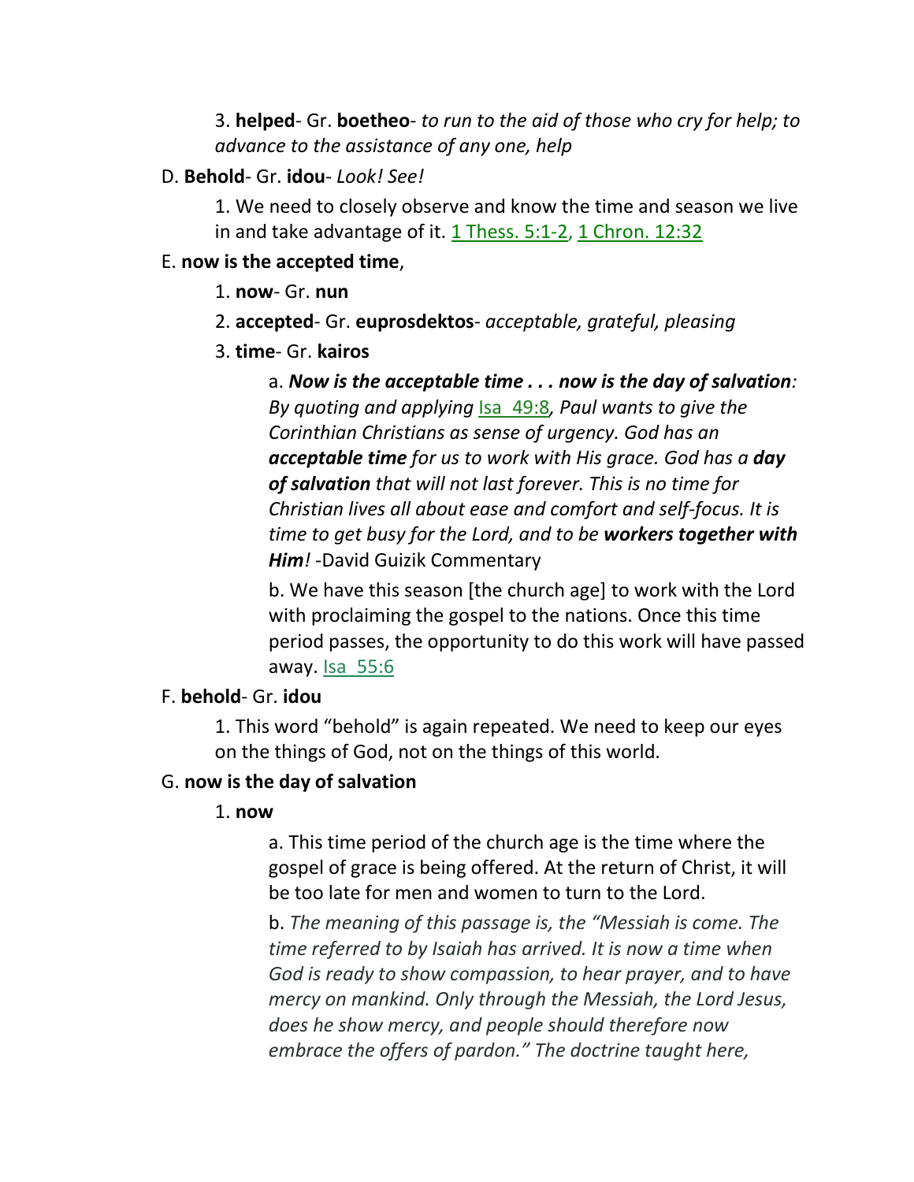3. **helped**- Gr. **boetheo**- *to run to the aid of those who cry for help; to advance to the assistance of any one, help*

D. **Behold**- Gr. **idou**- *Look! See!*

1. We need to closely observe and know the time and season we live in and take advantage of it. 1 Thess. 5:1-2, 1 Chron. 12:32

E. **now is the accepted time**,

1. **now**- Gr. **nun**

2. **accepted**- Gr. **euprosdektos**- *acceptable, grateful, pleasing*

3. **time**- Gr. **kairos**

a. ***Now is the acceptable time . . . now is the day of salvation****: By quoting and applying* Isa 49:8*, Paul wants to give the Corinthian Christians as sense of urgency. God has an* ***acceptable time*** *for us to work with His grace. God has a* ***day of salvation*** *that will not last forever. This is no time for Christian lives all about ease and comfort and self-focus. It is time to get busy for the Lord, and to be* ***workers together with Him****!* -David Guzik Commentary

b. We have this season [the church age] to work with the Lord with proclaiming the gospel to the nations. Once this time period passes, the opportunity to do this work will have passed away. Isa 55:6

F. **behold**- Gr. **idou**

1. This word "behold" is again repeated. We need to keep our eyes on the things of God, not on the things of this world.

G. **now is the day of salvation**

1. **now**

a. This time period of the church age is the time where the gospel of grace is being offered. At the return of Christ, it will be too late for men and women to turn to the Lord.

b. *The meaning of this passage is, the "Messiah is come. The time referred to by Isaiah has arrived. It is now a time when God is ready to show compassion, to hear prayer, and to have mercy on mankind. Only through the Messiah, the Lord Jesus, does he show mercy, and people should therefore now embrace the offers of pardon." The doctrine taught here,*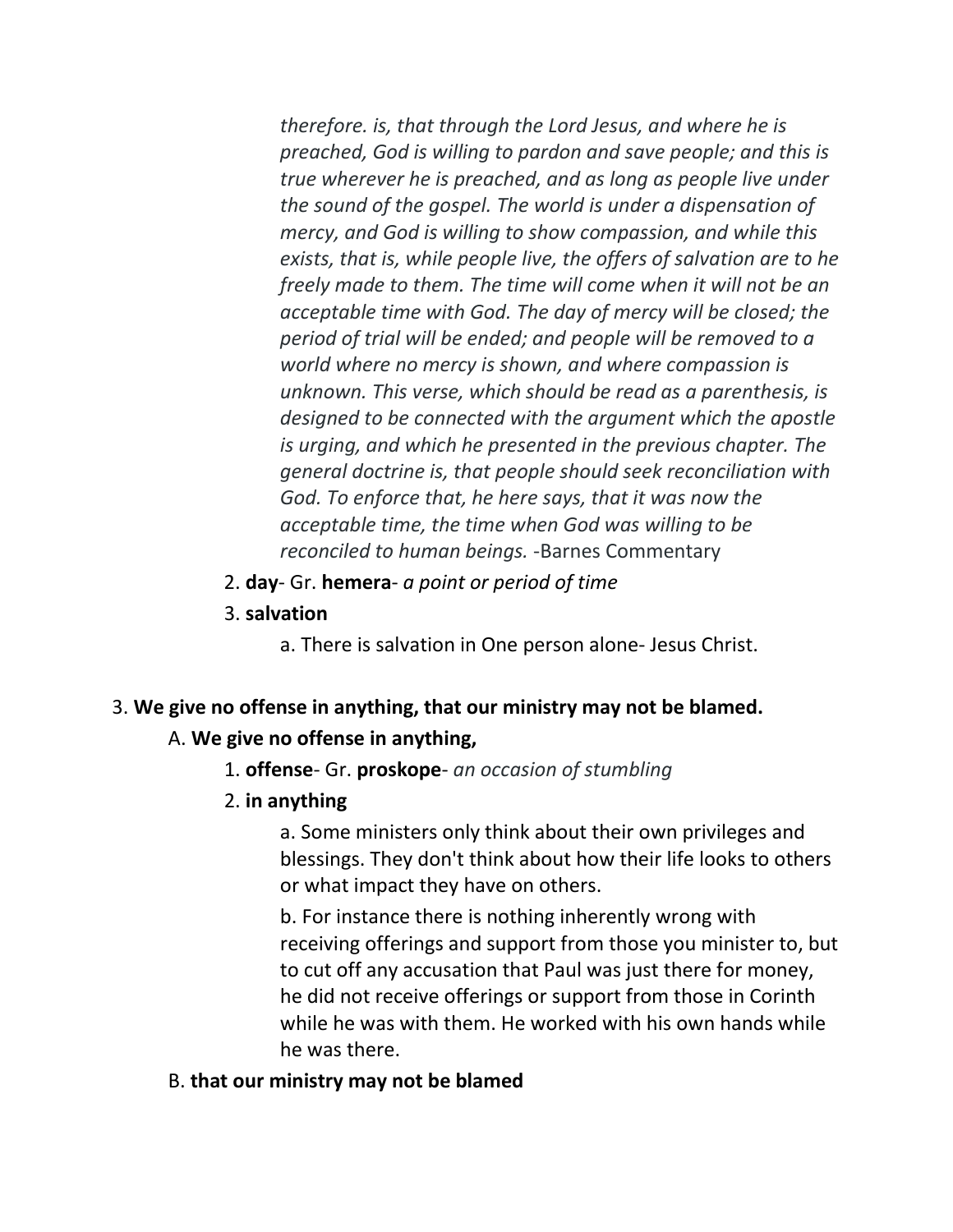*therefore. is, that through the Lord Jesus, and where he is preached, God is willing to pardon and save people; and this is true wherever he is preached, and as long as people live under the sound of the gospel. The world is under a dispensation of mercy, and God is willing to show compassion, and while this exists, that is, while people live, the offers of salvation are to he freely made to them. The time will come when it will not be an acceptable time with God. The day of mercy will be closed; the period of trial will be ended; and people will be removed to a world where no mercy is shown, and where compassion is unknown. This verse, which should be read as a parenthesis, is designed to be connected with the argument which the apostle is urging, and which he presented in the previous chapter. The general doctrine is, that people should seek reconciliation with God. To enforce that, he here says, that it was now the acceptable time, the time when God was willing to be reconciled to human beings.* -Barnes Commentary

2. **day**- Gr. **hemera**- *a point or period of time*

3. **salvation**

a. There is salvation in One person alone- Jesus Christ.

3. **We give no offense in anything, that our ministry may not be blamed.**

A. **We give no offense in anything,**

1. **offense**- Gr. **proskope**- *an occasion of stumbling*

2. **in anything**

a. Some ministers only think about their own privileges and blessings. They don't think about how their life looks to others or what impact they have on others.

b. For instance there is nothing inherently wrong with receiving offerings and support from those you minister to, but to cut off any accusation that Paul was just there for money, he did not receive offerings or support from those in Corinth while he was with them. He worked with his own hands while he was there.

B. **that our ministry may not be blamed**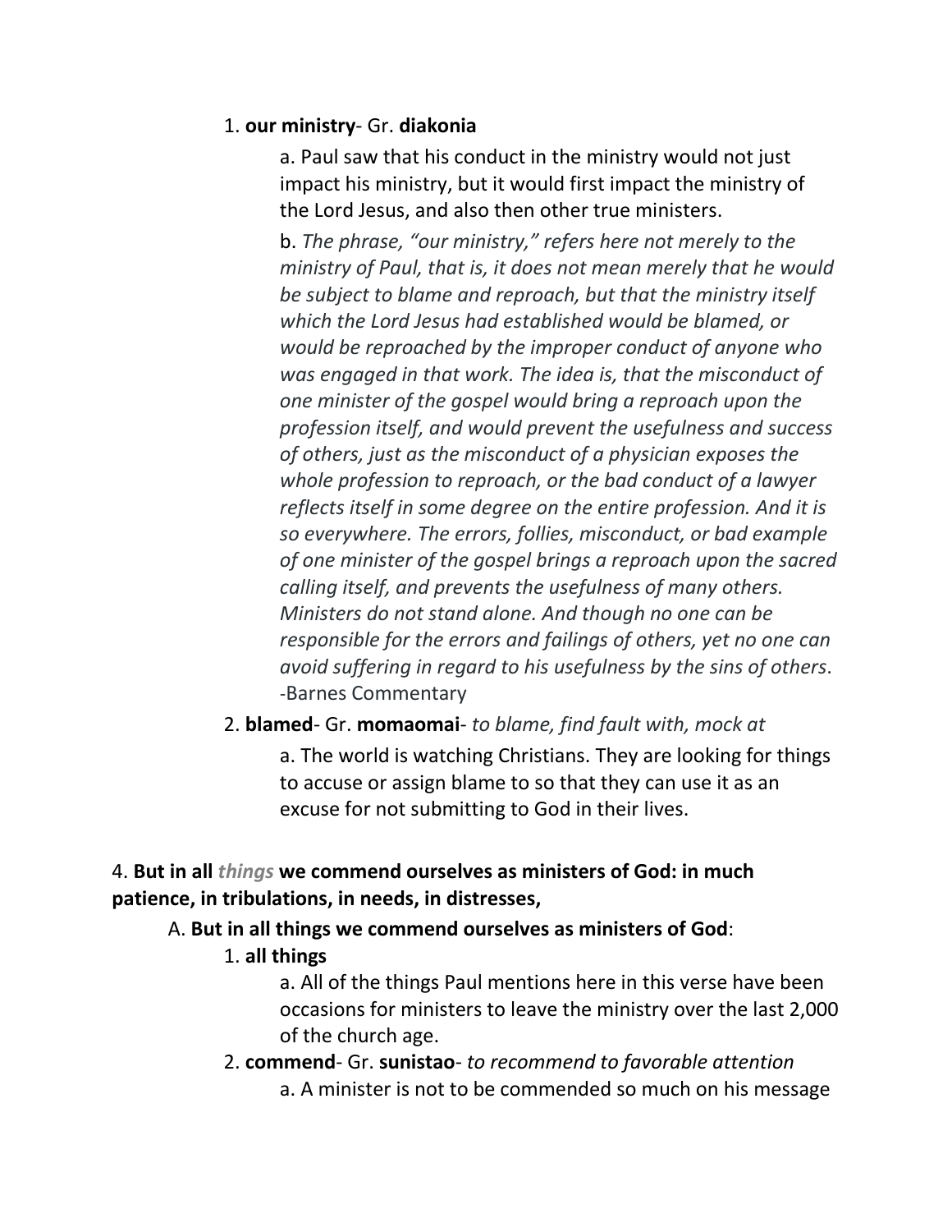1. **our ministry**- Gr. **diakonia**

    a. Paul saw that his conduct in the ministry would not just impact his ministry, but it would first impact the ministry of the Lord Jesus, and also then other true ministers.

    b. *The phrase, "our ministry," refers here not merely to the ministry of Paul, that is, it does not mean merely that he would be subject to blame and reproach, but that the ministry itself which the Lord Jesus had established would be blamed, or would be reproached by the improper conduct of anyone who was engaged in that work. The idea is, that the misconduct of one minister of the gospel would bring a reproach upon the profession itself, and would prevent the usefulness and success of others, just as the misconduct of a physician exposes the whole profession to reproach, or the bad conduct of a lawyer reflects itself in some degree on the entire profession. And it is so everywhere. The errors, follies, misconduct, or bad example of one minister of the gospel brings a reproach upon the sacred calling itself, and prevents the usefulness of many others. Ministers do not stand alone. And though no one can be responsible for the errors and failings of others, yet no one can avoid suffering in regard to his usefulness by the sins of others*. -Barnes Commentary

2. **blamed**- Gr. **momaomai**- *to blame, find fault with, mock at*

    a. The world is watching Christians. They are looking for things to accuse or assign blame to so that they can use it as an excuse for not submitting to God in their lives.

4. **But in all *things* we commend ourselves as ministers of God: in much patience, in tribulations, in needs, in distresses,**

A. **But in all things we commend ourselves as ministers of God**:

1. **all things**

    a. All of the things Paul mentions here in this verse have been occasions for ministers to leave the ministry over the last 2,000 of the church age.

2. **commend**- Gr. **sunistao**- *to recommend to favorable attention*

    a. A minister is not to be commended so much on his message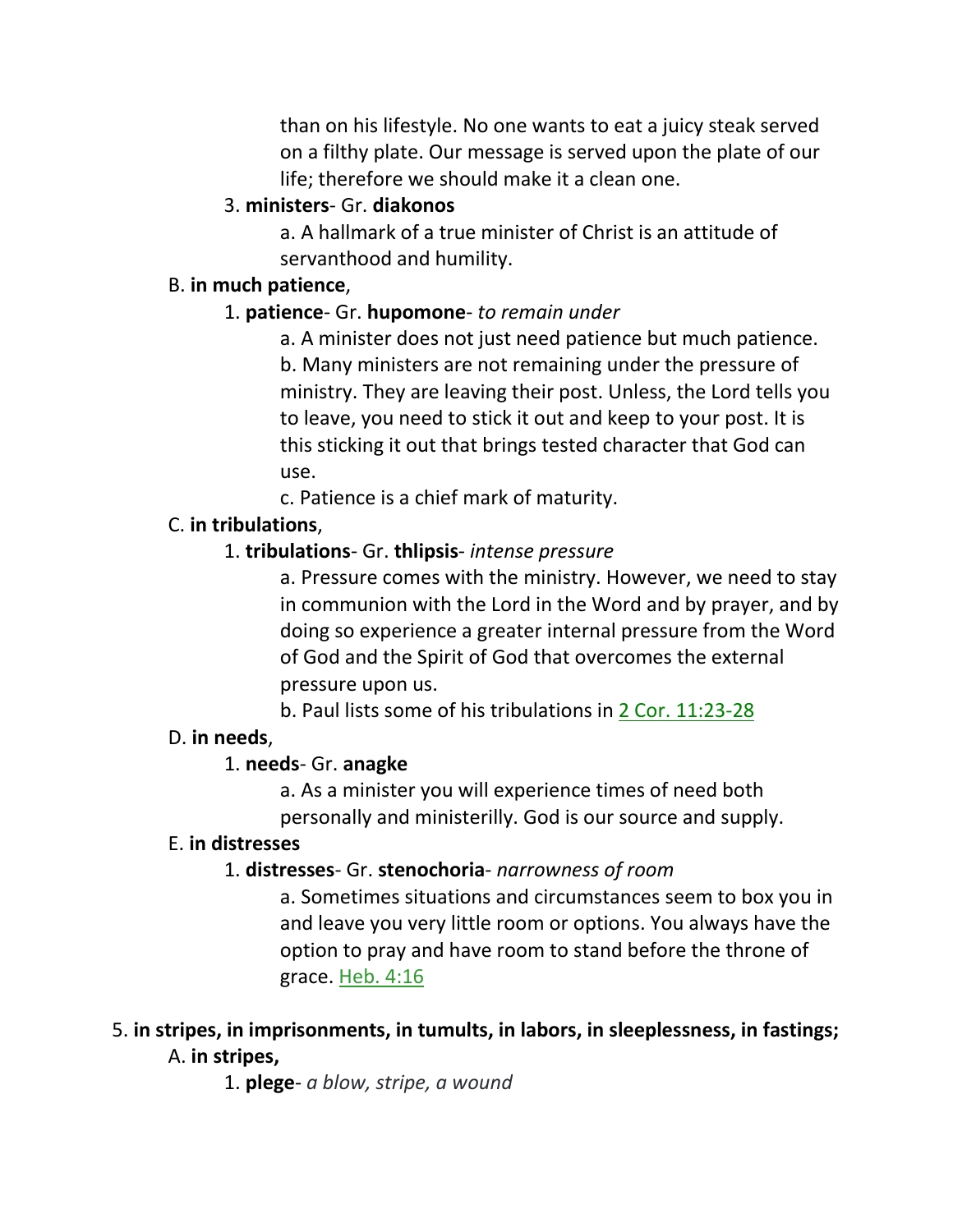than on his lifestyle. No one wants to eat a juicy steak served on a filthy plate. Our message is served upon the plate of our life; therefore we should make it a clean one.

3. **ministers**- Gr. **diakonos**

a. A hallmark of a true minister of Christ is an attitude of servanthood and humility.

B. **in much patience**,

1. **patience**- Gr. **hupomone**- *to remain under*

a. A minister does not just need patience but much patience.

b. Many ministers are not remaining under the pressure of ministry. They are leaving their post. Unless, the Lord tells you to leave, you need to stick it out and keep to your post. It is this sticking it out that brings tested character that God can use.

c. Patience is a chief mark of maturity.

C. **in tribulations**,

1. **tribulations**- Gr. **thlipsis**- *intense pressure*

a. Pressure comes with the ministry. However, we need to stay in communion with the Lord in the Word and by prayer, and by doing so experience a greater internal pressure from the Word of God and the Spirit of God that overcomes the external pressure upon us.

b. Paul lists some of his tribulations in 2 Cor. 11:23-28

D. **in needs**,

1. **needs**- Gr. **anagke**

a. As a minister you will experience times of need both personally and ministerilly. God is our source and supply.

E. **in distresses**

1. **distresses**- Gr. **stenochoria**- *narrowness of room*

a. Sometimes situations and circumstances seem to box you in and leave you very little room or options. You always have the option to pray and have room to stand before the throne of grace. Heb. 4:16

5. **in stripes, in imprisonments, in tumults, in labors, in sleeplessness, in fastings;**

A. **in stripes,**

1. **plege**- *a blow, stripe, a wound*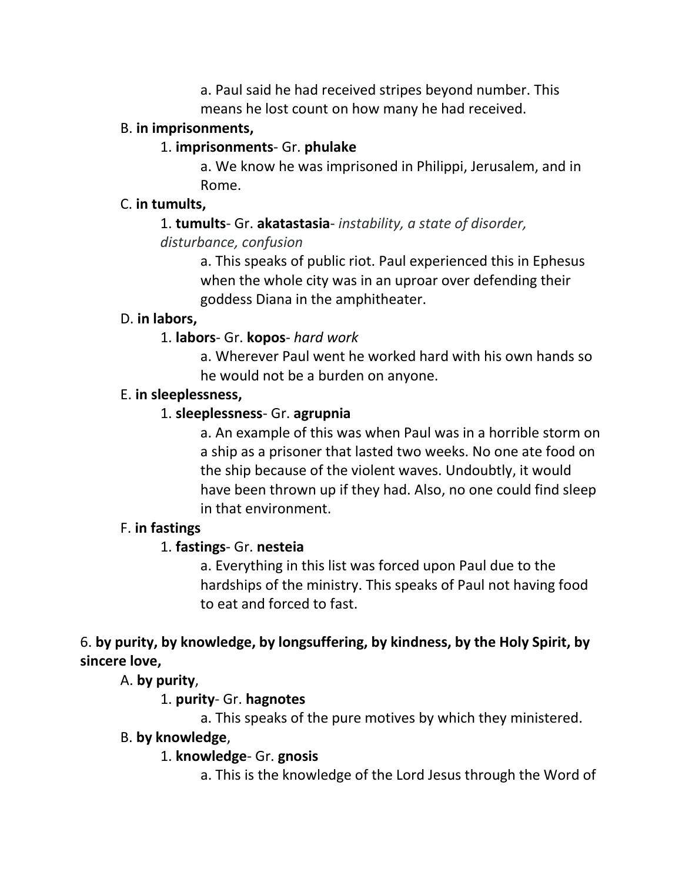a. Paul said he had received stripes beyond number. This means he lost count on how many he had received.

B. **in imprisonments,**

1. **imprisonments**- Gr. **phulake**

a. We know he was imprisoned in Philippi, Jerusalem, and in Rome.

C. **in tumults,**

1. **tumults**- Gr. **akatastasia**- *instability, a state of disorder, disturbance, confusion*

a. This speaks of public riot. Paul experienced this in Ephesus when the whole city was in an uproar over defending their goddess Diana in the amphitheater.

D. **in labors,**

1. **labors**- Gr. **kopos**- *hard work*

a. Wherever Paul went he worked hard with his own hands so he would not be a burden on anyone.

E. **in sleeplessness,**

1. **sleeplessness**- Gr. **agrupnia**

a. An example of this was when Paul was in a horrible storm on a ship as a prisoner that lasted two weeks. No one ate food on the ship because of the violent waves. Undoubtly, it would have been thrown up if they had. Also, no one could find sleep in that environment.

F. **in fastings**

1. **fastings**- Gr. **nesteia**

a. Everything in this list was forced upon Paul due to the hardships of the ministry. This speaks of Paul not having food to eat and forced to fast.

6. **by purity, by knowledge, by longsuffering, by kindness, by the Holy Spirit, by sincere love,**

A. **by purity**,

1. **purity**- Gr. **hagnotes**

a. This speaks of the pure motives by which they ministered.

B. **by knowledge**,

1. **knowledge**- Gr. **gnosis**

a. This is the knowledge of the Lord Jesus through the Word of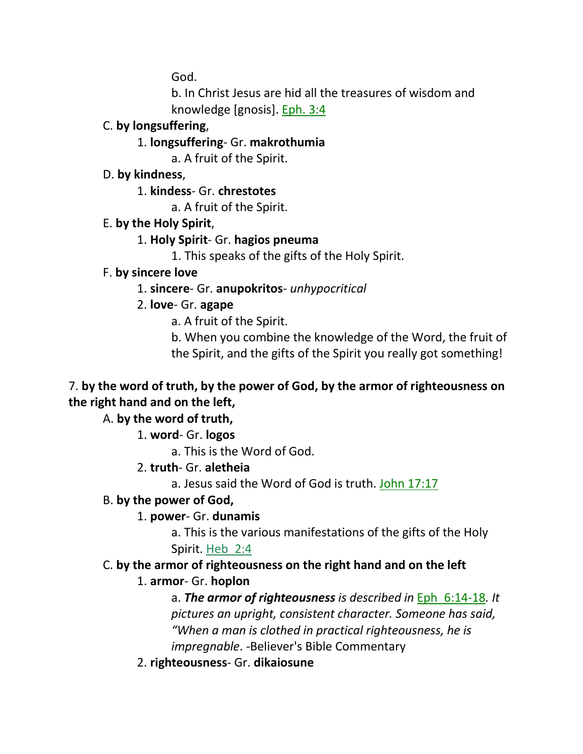God.

b. In Christ Jesus are hid all the treasures of wisdom and knowledge [gnosis]. Eph. 3:4

C. **by longsuffering**,

1. **longsuffering**- Gr. **makrothumia**

a. A fruit of the Spirit.

D. **by kindness**,

1. **kindess**- Gr. **chrestotes**

a. A fruit of the Spirit.

E. **by the Holy Spirit**,

1. **Holy Spirit**- Gr. **hagios pneuma**

1. This speaks of the gifts of the Holy Spirit.

F. **by sincere love**

1. **sincere**- Gr. **anupokritos**- *unhypocritical*

2. **love**- Gr. **agape**

a. A fruit of the Spirit.

b. When you combine the knowledge of the Word, the fruit of the Spirit, and the gifts of the Spirit you really got something!

7. **by the word of truth, by the power of God, by the armor of righteousness on the right hand and on the left,**

A. **by the word of truth,**

1. **word**- Gr. **logos**

a. This is the Word of God.

2. **truth**- Gr. **aletheia**

a. Jesus said the Word of God is truth. John 17:17

B. **by the power of God,**

1. **power**- Gr. **dunamis**

a. This is the various manifestations of the gifts of the Holy Spirit. Heb 2:4

C. **by the armor of righteousness on the right hand and on the left**

1. **armor**- Gr. **hoplon**

a. ***The armor of righteousness*** *is described in* Eph 6:14-18*. It pictures an upright, consistent character. Someone has said, "When a man is clothed in practical righteousness, he is impregnable*. -Believer's Bible Commentary

2. **righteousness**- Gr. **dikaiosune**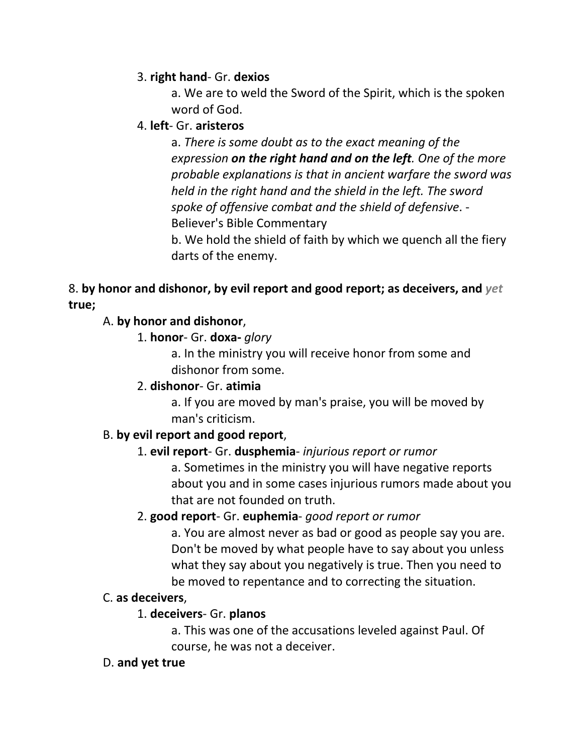3. **right hand**- Gr. **dexios**

a. We are to weld the Sword of the Spirit, which is the spoken word of God.

4. **left**- Gr. **aristeros**

a. *There is some doubt as to the exact meaning of the expression* ***on the right hand and on the left****. One of the more probable explanations is that in ancient warfare the sword was held in the right hand and the shield in the left. The sword spoke of offensive combat and the shield of defensive*. - Believer's Bible Commentary

b. We hold the shield of faith by which we quench all the fiery darts of the enemy.

8. **by honor and dishonor, by evil report and good report; as deceivers, and** *yet* **true;**

A. **by honor and dishonor**,

1. **honor**- Gr. **doxa-** *glory*

a. In the ministry you will receive honor from some and dishonor from some.

2. **dishonor**- Gr. **atimia**

a. If you are moved by man's praise, you will be moved by man's criticism.

B. **by evil report and good report**,

1. **evil report**- Gr. **dusphemia**- *injurious report or rumor*

a. Sometimes in the ministry you will have negative reports about you and in some cases injurious rumors made about you that are not founded on truth.

2. **good report**- Gr. **euphemia**- *good report or rumor*

a. You are almost never as bad or good as people say you are. Don't be moved by what people have to say about you unless what they say about you negatively is true. Then you need to be moved to repentance and to correcting the situation.

C. **as deceivers**,

1. **deceivers**- Gr. **planos**

a. This was one of the accusations leveled against Paul. Of course, he was not a deceiver.

D. **and yet true**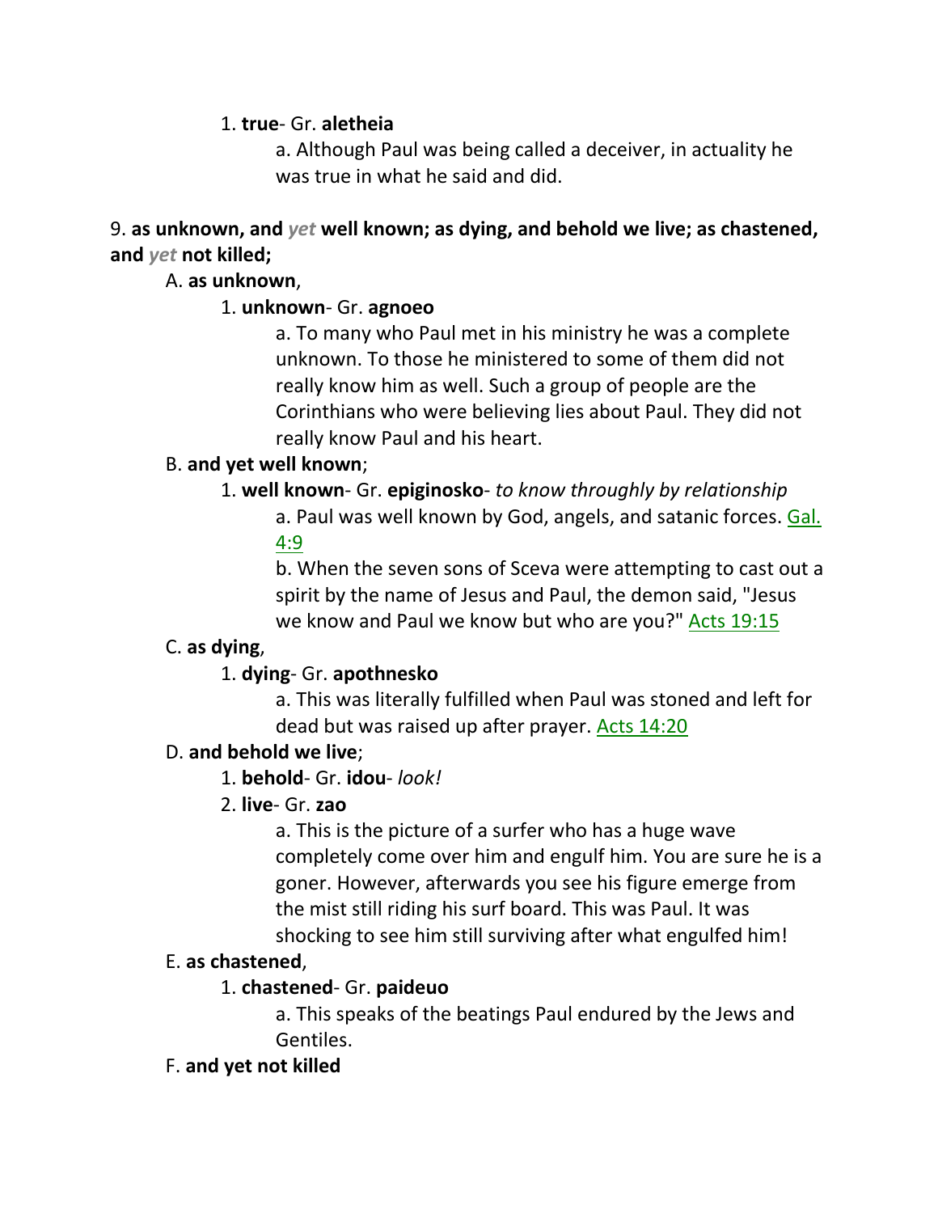1. **true**- Gr. **aletheia**

a. Although Paul was being called a deceiver, in actuality he was true in what he said and did.

9. **as unknown, and** *yet* **well known; as dying, and behold we live; as chastened, and** *yet* **not killed;**

A. **as unknown**,

1. **unknown**- Gr. **agnoeo**

a. To many who Paul met in his ministry he was a complete unknown. To those he ministered to some of them did not really know him as well. Such a group of people are the Corinthians who were believing lies about Paul. They did not really know Paul and his heart.

B. **and yet well known**;

1. **well known**- Gr. **epiginosko**- *to know throughly by relationship*

a. Paul was well known by God, angels, and satanic forces. Gal. 4:9

b. When the seven sons of Sceva were attempting to cast out a spirit by the name of Jesus and Paul, the demon said, "Jesus we know and Paul we know but who are you?" Acts 19:15

C. **as dying**,

1. **dying**- Gr. **apothnesko**

a. This was literally fulfilled when Paul was stoned and left for dead but was raised up after prayer. Acts 14:20

D. **and behold we live**;

1. **behold**- Gr. **idou**- *look!*

2. **live**- Gr. **zao**

a. This is the picture of a surfer who has a huge wave completely come over him and engulf him. You are sure he is a goner. However, afterwards you see his figure emerge from the mist still riding his surf board. This was Paul. It was shocking to see him still surviving after what engulfed him!

E. **as chastened**,

1. **chastened**- Gr. **paideuo**

a. This speaks of the beatings Paul endured by the Jews and Gentiles.

F. **and yet not killed**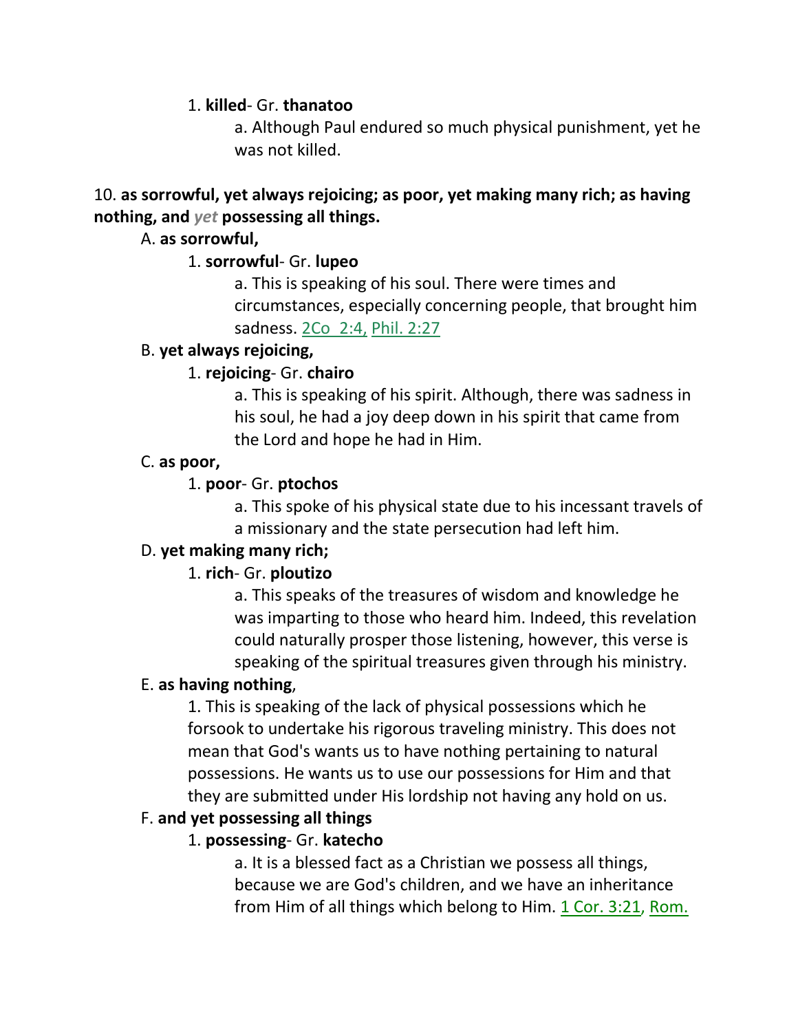1. **killed**- Gr. **thanatoo**

a. Although Paul endured so much physical punishment, yet he was not killed.

10. **as sorrowful, yet always rejoicing; as poor, yet making many rich; as having nothing, and *yet* possessing all things.**

A. **as sorrowful,**

1. **sorrowful**- Gr. **lupeo**

a. This is speaking of his soul. There were times and circumstances, especially concerning people, that brought him sadness. 2Co 2:4, Phil. 2:27

B. **yet always rejoicing,**

1. **rejoicing**- Gr. **chairo**

a. This is speaking of his spirit. Although, there was sadness in his soul, he had a joy deep down in his spirit that came from the Lord and hope he had in Him.

C. **as poor,**

1. **poor**- Gr. **ptochos**

a. This spoke of his physical state due to his incessant travels of a missionary and the state persecution had left him.

D. **yet making many rich;**

1. **rich**- Gr. **ploutizo**

a. This speaks of the treasures of wisdom and knowledge he was imparting to those who heard him. Indeed, this revelation could naturally prosper those listening, however, this verse is speaking of the spiritual treasures given through his ministry.

E. **as having nothing**,

1. This is speaking of the lack of physical possessions which he forsook to undertake his rigorous traveling ministry. This does not mean that God's wants us to have nothing pertaining to natural possessions. He wants us to use our possessions for Him and that they are submitted under His lordship not having any hold on us.

F. **and yet possessing all things**

1. **possessing**- Gr. **katecho**

a. It is a blessed fact as a Christian we possess all things, because we are God's children, and we have an inheritance from Him of all things which belong to Him. 1 Cor. 3:21, Rom.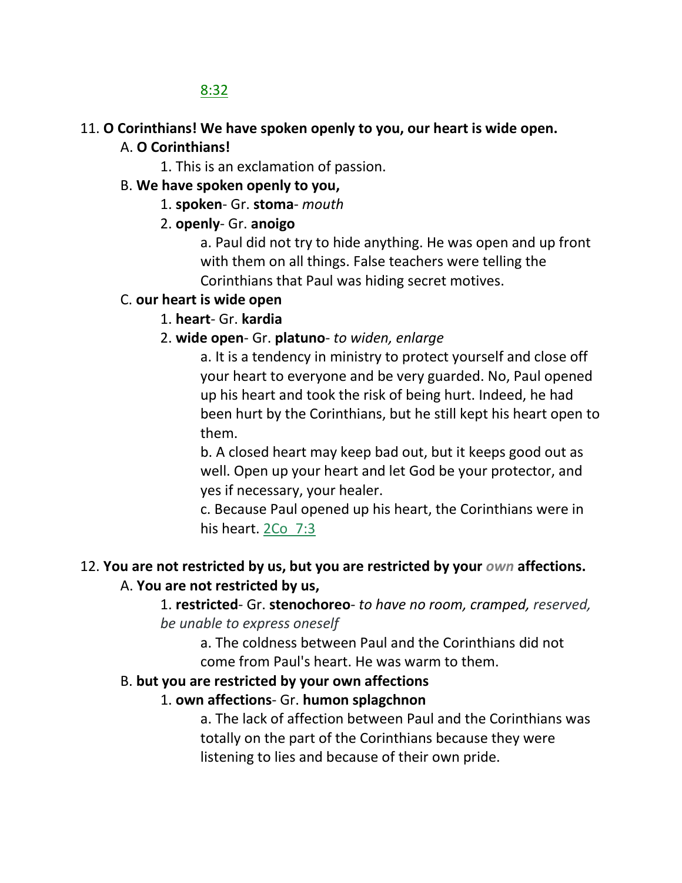8:32

11. **O Corinthians! We have spoken openly to you, our heart is wide open.**

   A. **O Corinthians!**

      1. This is an exclamation of passion.

   B. **We have spoken openly to you,**

      1. **spoken**- Gr. **stoma**- *mouth*

      2. **openly**- Gr. **anoigo**

         a. Paul did not try to hide anything. He was open and up front with them on all things. False teachers were telling the Corinthians that Paul was hiding secret motives.

   C. **our heart is wide open**

      1. **heart**- Gr. **kardia**

      2. **wide open**- Gr. **platuno**- *to widen, enlarge*

         a. It is a tendency in ministry to protect yourself and close off your heart to everyone and be very guarded. No, Paul opened up his heart and took the risk of being hurt. Indeed, he had been hurt by the Corinthians, but he still kept his heart open to them.

         b. A closed heart may keep bad out, but it keeps good out as well. Open up your heart and let God be your protector, and yes if necessary, your healer.

         c. Because Paul opened up his heart, the Corinthians were in his heart. 2Co 7:3

12. **You are not restricted by us, but you are restricted by your *own* affections.**

   A. **You are not restricted by us,**

      1. **restricted**- Gr. **stenochoreo**- *to have no room, cramped, reserved, be unable to express oneself*

         a. The coldness between Paul and the Corinthians did not come from Paul's heart. He was warm to them.

   B. **but you are restricted by your own affections**

      1. **own affections**- Gr. **humon splagchnon**

         a. The lack of affection between Paul and the Corinthians was totally on the part of the Corinthians because they were listening to lies and because of their own pride.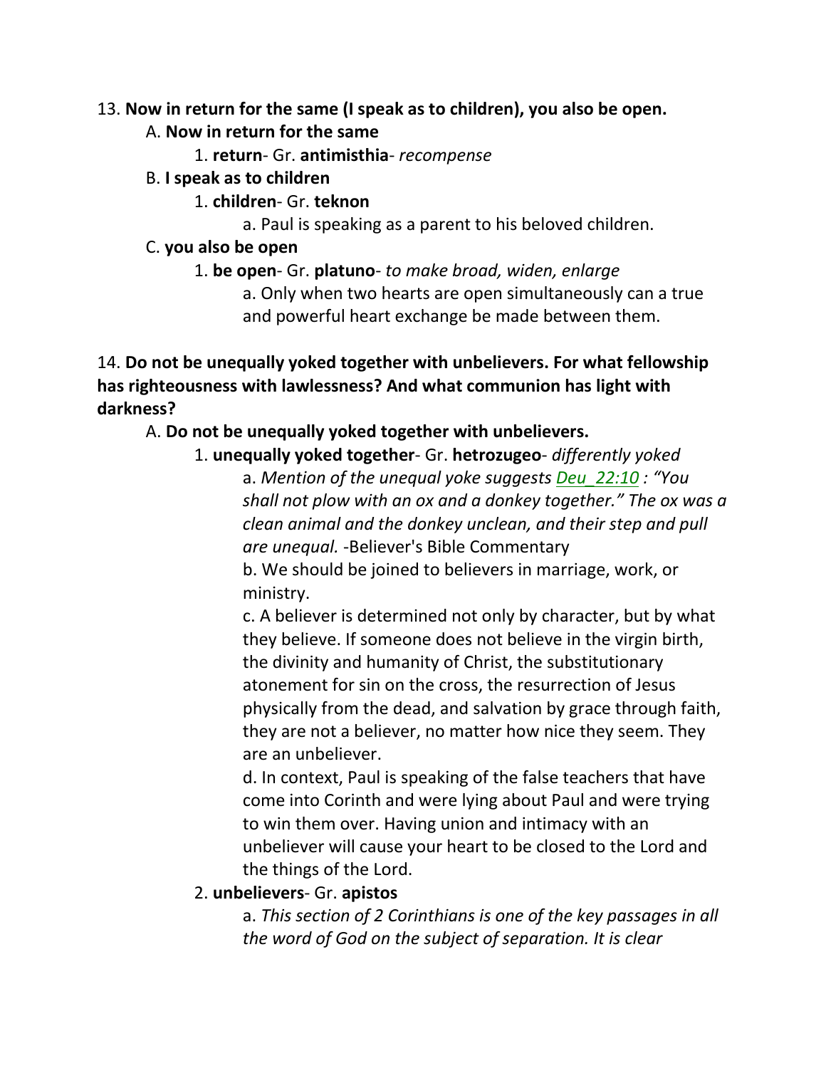13. **Now in return for the same (I speak as to children), you also be open.**

A. **Now in return for the same**

1. **return**- Gr. **antimisthia**- *recompense*

B. **I speak as to children**

1. **children**- Gr. **teknon**

a. Paul is speaking as a parent to his beloved children.

C. **you also be open**

1. **be open**- Gr. **platuno**- *to make broad, widen, enlarge*

a. Only when two hearts are open simultaneously can a true and powerful heart exchange be made between them.

14. **Do not be unequally yoked together with unbelievers. For what fellowship has righteousness with lawlessness? And what communion has light with darkness?**

A. **Do not be unequally yoked together with unbelievers.**

1. **unequally yoked together**- Gr. **hetrozugeo**- *differently yoked*

a. *Mention of the unequal yoke suggests Deu_22:10 : "You shall not plow with an ox and a donkey together." The ox was a clean animal and the donkey unclean, and their step and pull are unequal.* -Believer's Bible Commentary

b. We should be joined to believers in marriage, work, or ministry.

c. A believer is determined not only by character, but by what they believe. If someone does not believe in the virgin birth, the divinity and humanity of Christ, the substitutionary atonement for sin on the cross, the resurrection of Jesus physically from the dead, and salvation by grace through faith, they are not a believer, no matter how nice they seem. They are an unbeliever.

d. In context, Paul is speaking of the false teachers that have come into Corinth and were lying about Paul and were trying to win them over. Having union and intimacy with an unbeliever will cause your heart to be closed to the Lord and the things of the Lord.

2. **unbelievers**- Gr. **apistos**

a. *This section of 2 Corinthians is one of the key passages in all the word of God on the subject of separation. It is clear*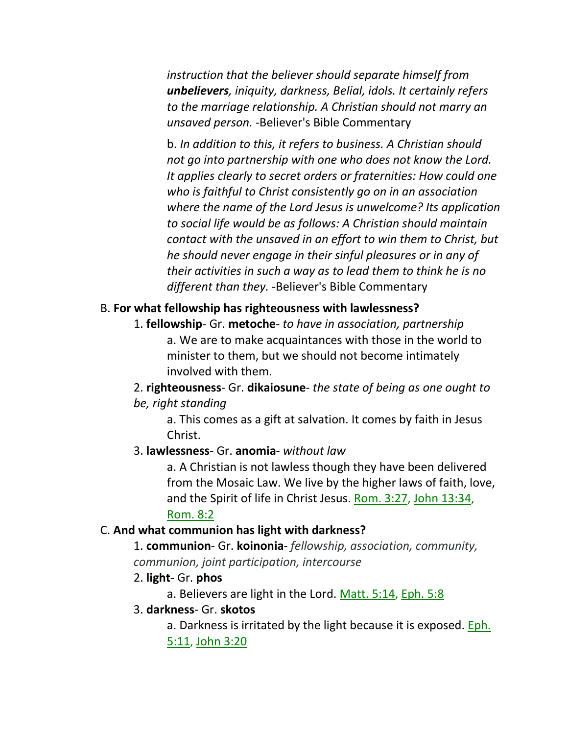*instruction that the believer should separate himself from **unbelievers**, iniquity, darkness, Belial, idols. It certainly refers to the marriage relationship. A Christian should not marry an unsaved person.* -Believer's Bible Commentary

b. *In addition to this, it refers to business. A Christian should not go into partnership with one who does not know the Lord. It applies clearly to secret orders or fraternities: How could one who is faithful to Christ consistently go on in an association where the name of the Lord Jesus is unwelcome? Its application to social life would be as follows: A Christian should maintain contact with the unsaved in an effort to win them to Christ, but he should never engage in their sinful pleasures or in any of their activities in such a way as to lead them to think he is no different than they.* -Believer's Bible Commentary

B. **For what fellowship has righteousness with lawlessness?**

1. **fellowship**- Gr. **metoche**- *to have in association, partnership*

a. We are to make acquaintances with those in the world to minister to them, but we should not become intimately involved with them.

2. **righteousness**- Gr. **dikaiosune**- *the state of being as one ought to be, right standing*

a. This comes as a gift at salvation. It comes by faith in Jesus Christ.

3. **lawlessness**- Gr. **anomia**- *without law*

a. A Christian is not lawless though they have been delivered from the Mosaic Law. We live by the higher laws of faith, love, and the Spirit of life in Christ Jesus. Rom. 3:27, John 13:34, Rom. 8:2

C. **And what communion has light with darkness?**

1. **communion**- Gr. **koinonia**- *fellowship, association, community, communion, joint participation, intercourse*

2. **light**- Gr. **phos**

a. Believers are light in the Lord. Matt. 5:14, Eph. 5:8

3. **darkness**- Gr. **skotos**

a. Darkness is irritated by the light because it is exposed. Eph. 5:11, John 3:20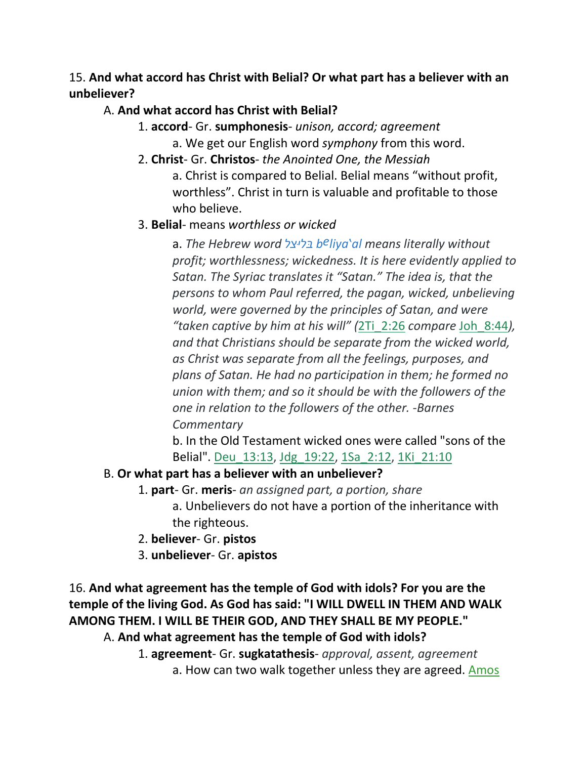15. **And what accord has Christ with Belial? Or what part has a believer with an unbeliever?**

A. **And what accord has Christ with Belial?**

1. **accord**- Gr. **sumphonesis**- *unison, accord; agreement*

    a. We get our English word *symphony* from this word.

2. **Christ**- Gr. **Christos**- *the Anointed One, the Messiah*

    a. Christ is compared to Belial. Belial means "without profit, worthless". Christ in turn is valuable and profitable to those who believe.

3. **Belial**- means *worthless or wicked*

    a. *The Hebrew word* בליעל *beliya'al means literally without profit; worthlessness; wickedness. It is here evidently applied to Satan. The Syriac translates it "Satan." The idea is, that the persons to whom Paul referred, the pagan, wicked, unbelieving world, were governed by the principles of Satan, and were "taken captive by him at his will" (2Ti_2:26 compare Joh_8:44), and that Christians should be separate from the wicked world, as Christ was separate from all the feelings, purposes, and plans of Satan. He had no participation in them; he formed no union with them; and so it should be with the followers of the one in relation to the followers of the other. -Barnes Commentary*

    b. In the Old Testament wicked ones were called "sons of the Belial". Deu_13:13, Jdg_19:22, 1Sa_2:12, 1Ki_21:10

B. **Or what part has a believer with an unbeliever?**

1. **part**- Gr. **meris**- *an assigned part, a portion, share*

    a. Unbelievers do not have a portion of the inheritance with the righteous.

2. **believer**- Gr. **pistos**

3. **unbeliever**- Gr. **apistos**

16. **And what agreement has the temple of God with idols? For you are the temple of the living God. As God has said: "I WILL DWELL IN THEM AND WALK AMONG THEM. I WILL BE THEIR GOD, AND THEY SHALL BE MY PEOPLE."**

A. **And what agreement has the temple of God with idols?**

1. **agreement**- Gr. **sugkatathesis**- *approval, assent, agreement*

    a. How can two walk together unless they are agreed. Amos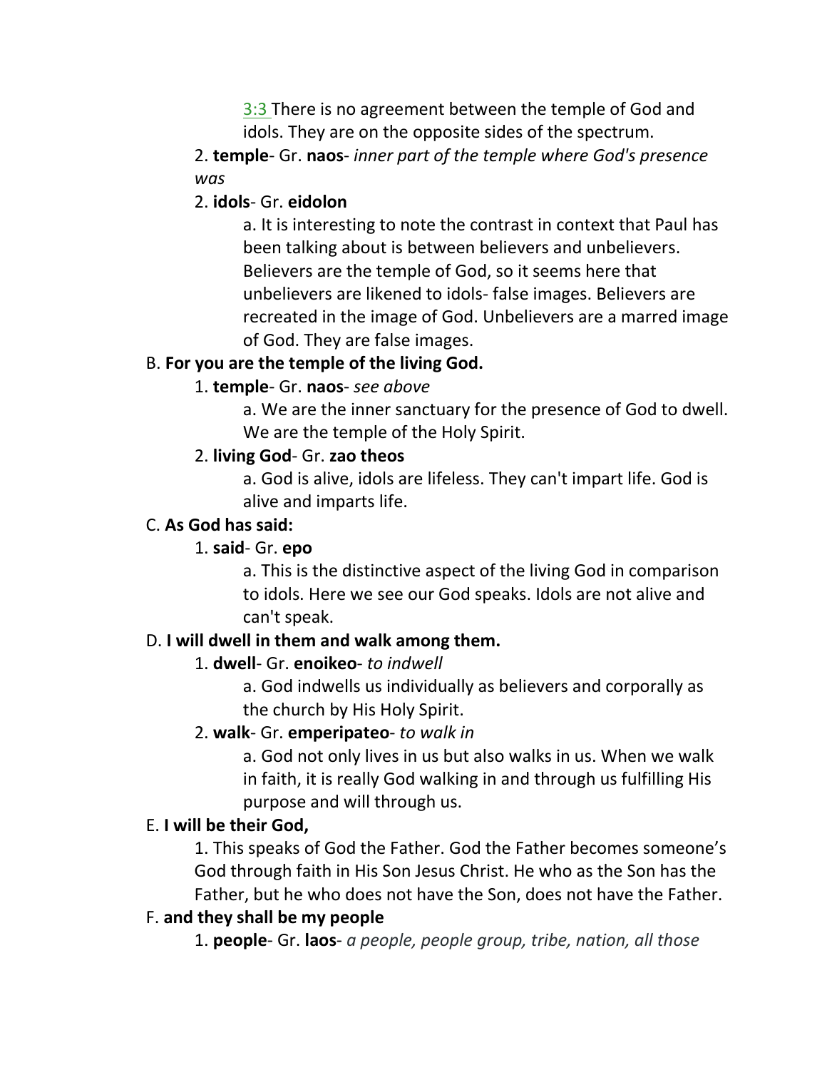3:3 There is no agreement between the temple of God and idols. They are on the opposite sides of the spectrum.

2. **temple**- Gr. **naos**- *inner part of the temple where God's presence was*

2. **idols**- Gr. **eidolon**

a. It is interesting to note the contrast in context that Paul has been talking about is between believers and unbelievers. Believers are the temple of God, so it seems here that unbelievers are likened to idols- false images. Believers are recreated in the image of God. Unbelievers are a marred image of God. They are false images.

B. **For you are the temple of the living God.**

1. **temple**- Gr. **naos**- *see above*

a. We are the inner sanctuary for the presence of God to dwell. We are the temple of the Holy Spirit.

2. **living God**- Gr. **zao theos**

a. God is alive, idols are lifeless. They can't impart life. God is alive and imparts life.

C. **As God has said:**

1. **said**- Gr. **epo**

a. This is the distinctive aspect of the living God in comparison to idols. Here we see our God speaks. Idols are not alive and can't speak.

D. **I will dwell in them and walk among them.**

1. **dwell**- Gr. **enoikeo**- *to indwell*

a. God indwells us individually as believers and corporally as the church by His Holy Spirit.

2. **walk**- Gr. **emperipateo**- *to walk in*

a. God not only lives in us but also walks in us. When we walk in faith, it is really God walking in and through us fulfilling His purpose and will through us.

E. **I will be their God,**

1. This speaks of God the Father. God the Father becomes someone's God through faith in His Son Jesus Christ. He who as the Son has the Father, but he who does not have the Son, does not have the Father.

F. **and they shall be my people**

1. **people**- Gr. **laos**- *a people, people group, tribe, nation, all those*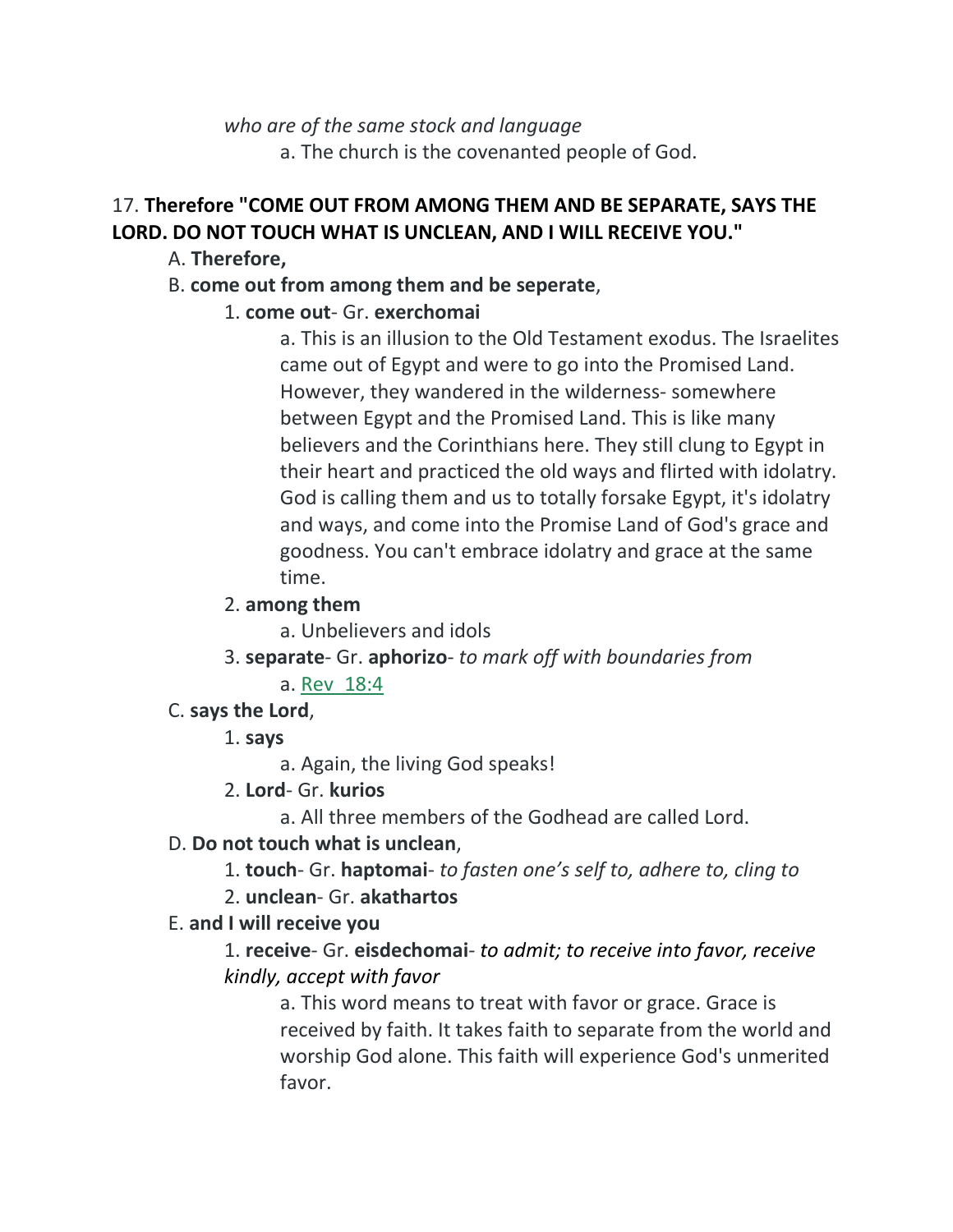*who are of the same stock and language*

a. The church is the covenanted people of God.

17. **Therefore "COME OUT FROM AMONG THEM AND BE SEPARATE, SAYS THE LORD. DO NOT TOUCH WHAT IS UNCLEAN, AND I WILL RECEIVE YOU."**

A. **Therefore,**

B. **come out from among them and be seperate**,

1. **come out**- Gr. **exerchomai**

a. This is an illusion to the Old Testament exodus. The Israelites came out of Egypt and were to go into the Promised Land. However, they wandered in the wilderness- somewhere between Egypt and the Promised Land. This is like many believers and the Corinthians here. They still clung to Egypt in their heart and practiced the old ways and flirted with idolatry. God is calling them and us to totally forsake Egypt, it's idolatry and ways, and come into the Promise Land of God's grace and goodness. You can't embrace idolatry and grace at the same time.

2. **among them**

a. Unbelievers and idols

3. **separate**- Gr. **aphorizo**- *to mark off with boundaries from*

a. Rev 18:4

C. **says the Lord**,

1. **says**

a. Again, the living God speaks!

2. **Lord**- Gr. **kurios**

a. All three members of the Godhead are called Lord.

D. **Do not touch what is unclean**,

1. **touch**- Gr. **haptomai**- *to fasten one's self to, adhere to, cling to*

2. **unclean**- Gr. **akathartos**

E. **and I will receive you**

1. **receive**- Gr. **eisdechomai**- *to admit; to receive into favor, receive kindly, accept with favor*

a. This word means to treat with favor or grace. Grace is received by faith. It takes faith to separate from the world and worship God alone. This faith will experience God's unmerited favor.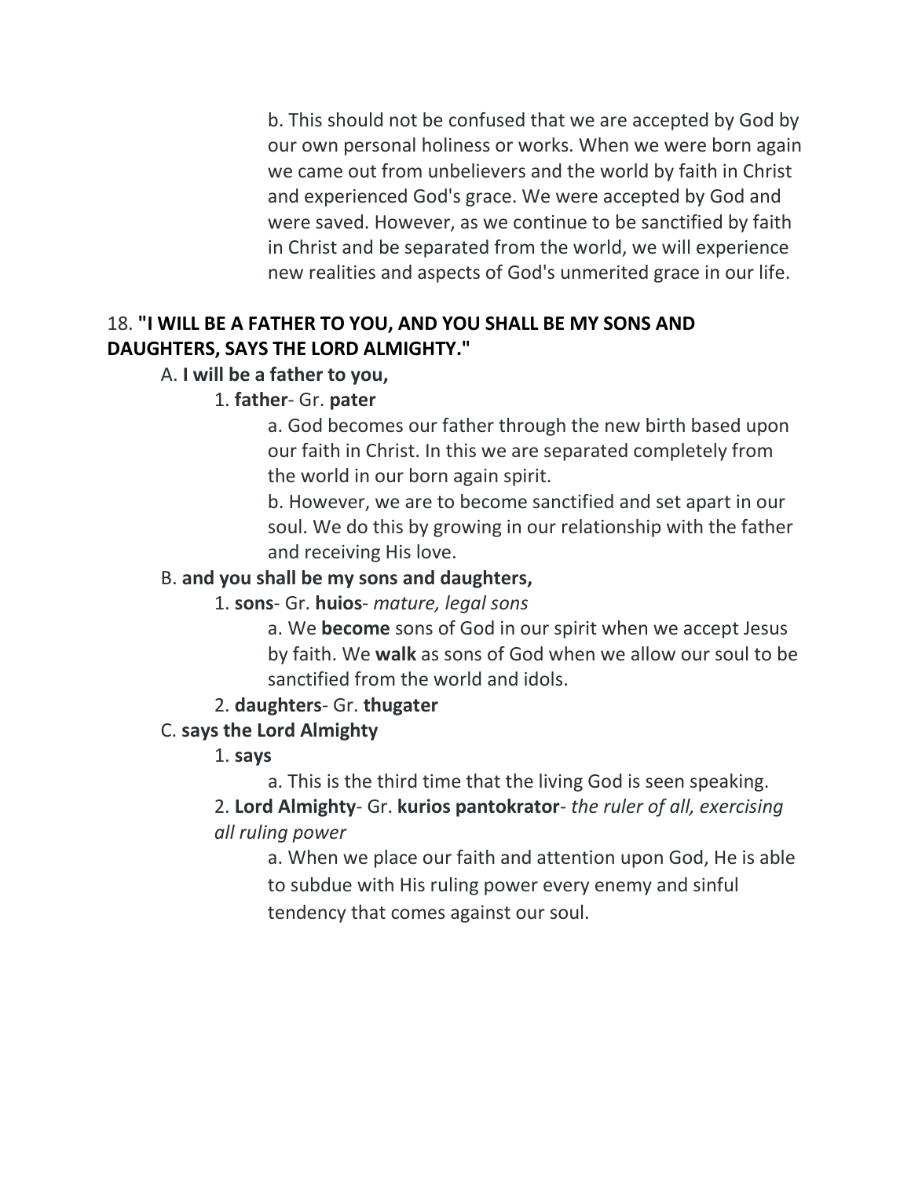b. This should not be confused that we are accepted by God by our own personal holiness or works. When we were born again we came out from unbelievers and the world by faith in Christ and experienced God's grace. We were accepted by God and were saved. However, as we continue to be sanctified by faith in Christ and be separated from the world, we will experience new realities and aspects of God's unmerited grace in our life.

18. **"I WILL BE A FATHER TO YOU, AND YOU SHALL BE MY SONS AND DAUGHTERS, SAYS THE LORD ALMIGHTY."**

A. **I will be a father to you,**

1. **father**- Gr. **pater**

a. God becomes our father through the new birth based upon our faith in Christ. In this we are separated completely from the world in our born again spirit.

b. However, we are to become sanctified and set apart in our soul. We do this by growing in our relationship with the father and receiving His love.

B. **and you shall be my sons and daughters,**

1. **sons**- Gr. **huios**- *mature, legal sons*

a. We **become** sons of God in our spirit when we accept Jesus by faith. We **walk** as sons of God when we allow our soul to be sanctified from the world and idols.

2. **daughters**- Gr. **thugater**

C. **says the Lord Almighty**

1. **says**

a. This is the third time that the living God is seen speaking.

2. **Lord Almighty**- Gr. **kurios pantokrator**- *the ruler of all, exercising all ruling power*

a. When we place our faith and attention upon God, He is able to subdue with His ruling power every enemy and sinful tendency that comes against our soul.